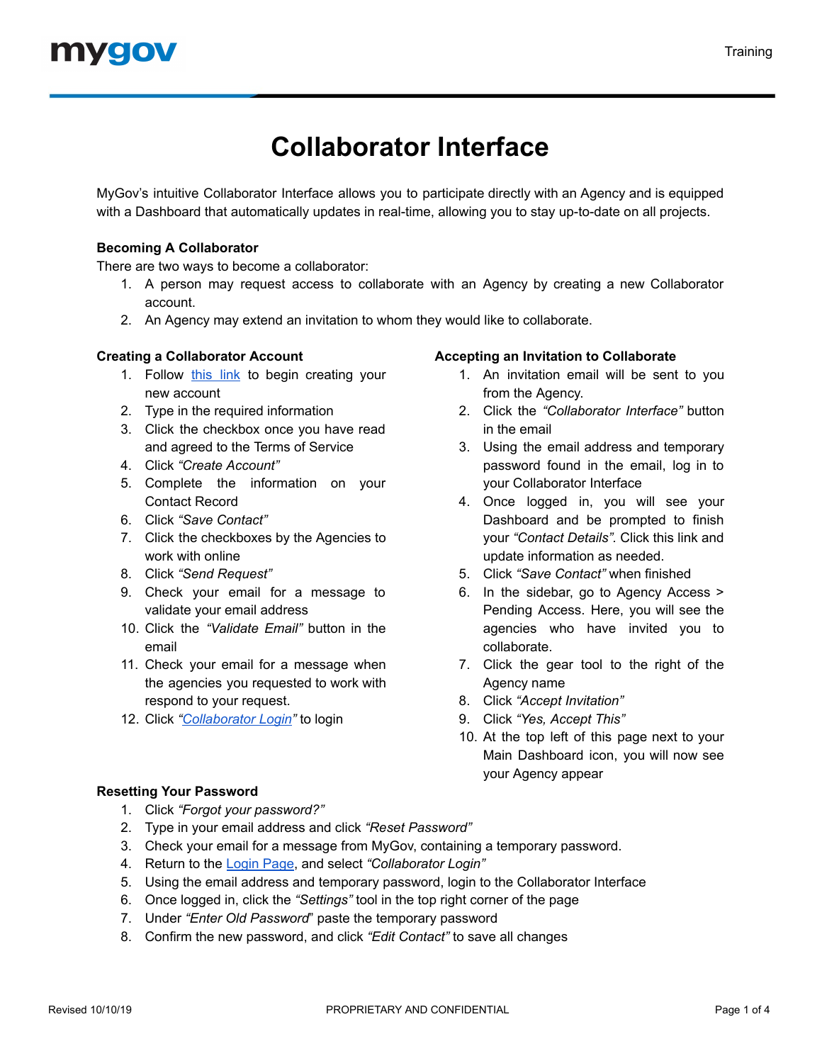# Collaborator Interface

MyGov's intuitive Collaborator Interface allows you to participate directly with an Agency and is equipped with a Dashboard that automatically updates in real-time, allowing you to stay up-to-date on all projects.

**Becoming A Collaborator**

There are two ways to become a collaborator:

1. A person may request access to collaborate with an Agency by creating a new Collaborator account.
2. An Agency may extend an invitation to whom they would like to collaborate.

**Creating a Collaborator Account**

1. Follow this link to begin creating your new account
2. Type in the required information
3. Click the checkbox once you have read and agreed to the Terms of Service
4. Click *"Create Account"*
5. Complete the information on your Contact Record
6. Click *"Save Contact"*
7. Click the checkboxes by the Agencies to work with online
8. Click *"Send Request"*
9. Check your email for a message to validate your email address
10. Click the *"Validate Email"* button in the email
11. Check your email for a message when the agencies you requested to work with respond to your request.
12. Click *"Collaborator Login"* to login

**Accepting an Invitation to Collaborate**

1. An invitation email will be sent to you from the Agency.
2. Click the *"Collaborator Interface"* button in the email
3. Using the email address and temporary password found in the email, log in to your Collaborator Interface
4. Once logged in, you will see your Dashboard and be prompted to finish your *"Contact Details"*. Click this link and update information as needed.
5. Click *"Save Contact"* when finished
6. In the sidebar, go to Agency Access > Pending Access. Here, you will see the agencies who have invited you to collaborate.
7. Click the gear tool to the right of the Agency name
8. Click *"Accept Invitation"*
9. Click *"Yes, Accept This"*
10. At the top left of this page next to your Main Dashboard icon, you will now see your Agency appear

**Resetting Your Password**

1. Click *"Forgot your password?"*
2. Type in your email address and click *"Reset Password"*
3. Check your email for a message from MyGov, containing a temporary password.
4. Return to the Login Page, and select *"Collaborator Login"*
5. Using the email address and temporary password, login to the Collaborator Interface
6. Once logged in, click the *"Settings"* tool in the top right corner of the page
7. Under *"Enter Old Password"* paste the temporary password
8. Confirm the new password, and click *"Edit Contact"* to save all changes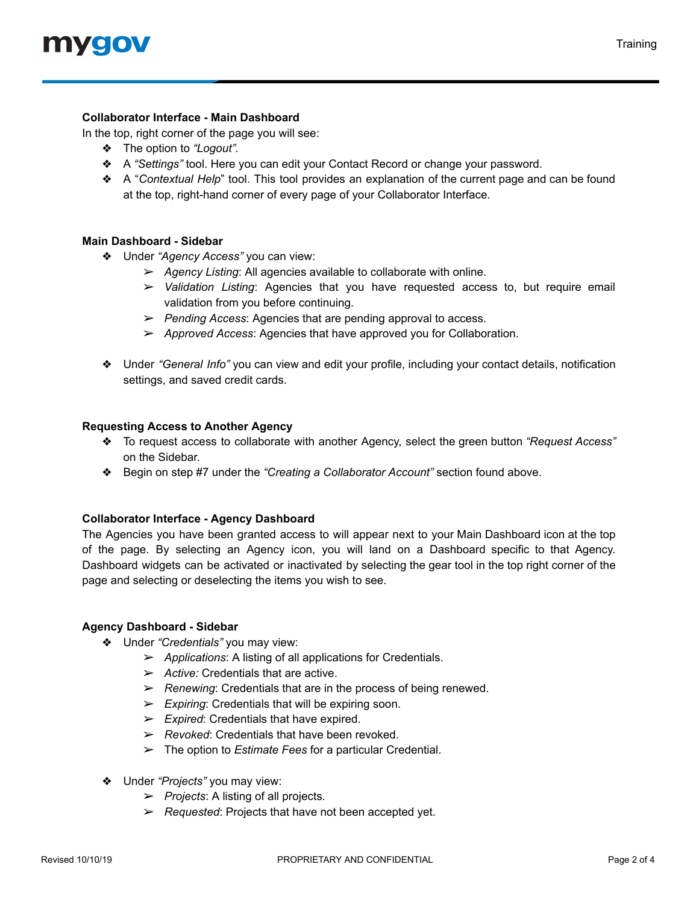**Collaborator Interface - Main Dashboard**

In the top, right corner of the page you will see:

- The option to *"Logout"*.
- A *"Settings"* tool. Here you can edit your Contact Record or change your password.
- A "*Contextual Help*" tool. This tool provides an explanation of the current page and can be found at the top, right-hand corner of every page of your Collaborator Interface.

**Main Dashboard - Sidebar**

- Under *"Agency Access"* you can view:
  - *Agency Listing*: All agencies available to collaborate with online.
  - *Validation Listing*: Agencies that you have requested access to, but require email validation from you before continuing.
  - *Pending Access*: Agencies that are pending approval to access.
  - *Approved Access*: Agencies that have approved you for Collaboration.

- Under *"General Info"* you can view and edit your profile, including your contact details, notification settings, and saved credit cards.

**Requesting Access to Another Agency**

- To request access to collaborate with another Agency, select the green button *"Request Access"* on the Sidebar.
- Begin on step #7 under the *"Creating a Collaborator Account"* section found above.

**Collaborator Interface - Agency Dashboard**

The Agencies you have been granted access to will appear next to your Main Dashboard icon at the top of the page. By selecting an Agency icon, you will land on a Dashboard specific to that Agency. Dashboard widgets can be activated or inactivated by selecting the gear tool in the top right corner of the page and selecting or deselecting the items you wish to see.

**Agency Dashboard - Sidebar**

- Under *"Credentials"* you may view:
  - *Applications*: A listing of all applications for Credentials.
  - *Active:* Credentials that are active.
  - *Renewing*: Credentials that are in the process of being renewed.
  - *Expiring*: Credentials that will be expiring soon.
  - *Expired*: Credentials that have expired.
  - *Revoked*: Credentials that have been revoked.
  - The option to *Estimate Fees* for a particular Credential.

- Under *"Projects"* you may view:
  - *Projects*: A listing of all projects.
  - *Requested*: Projects that have not been accepted yet.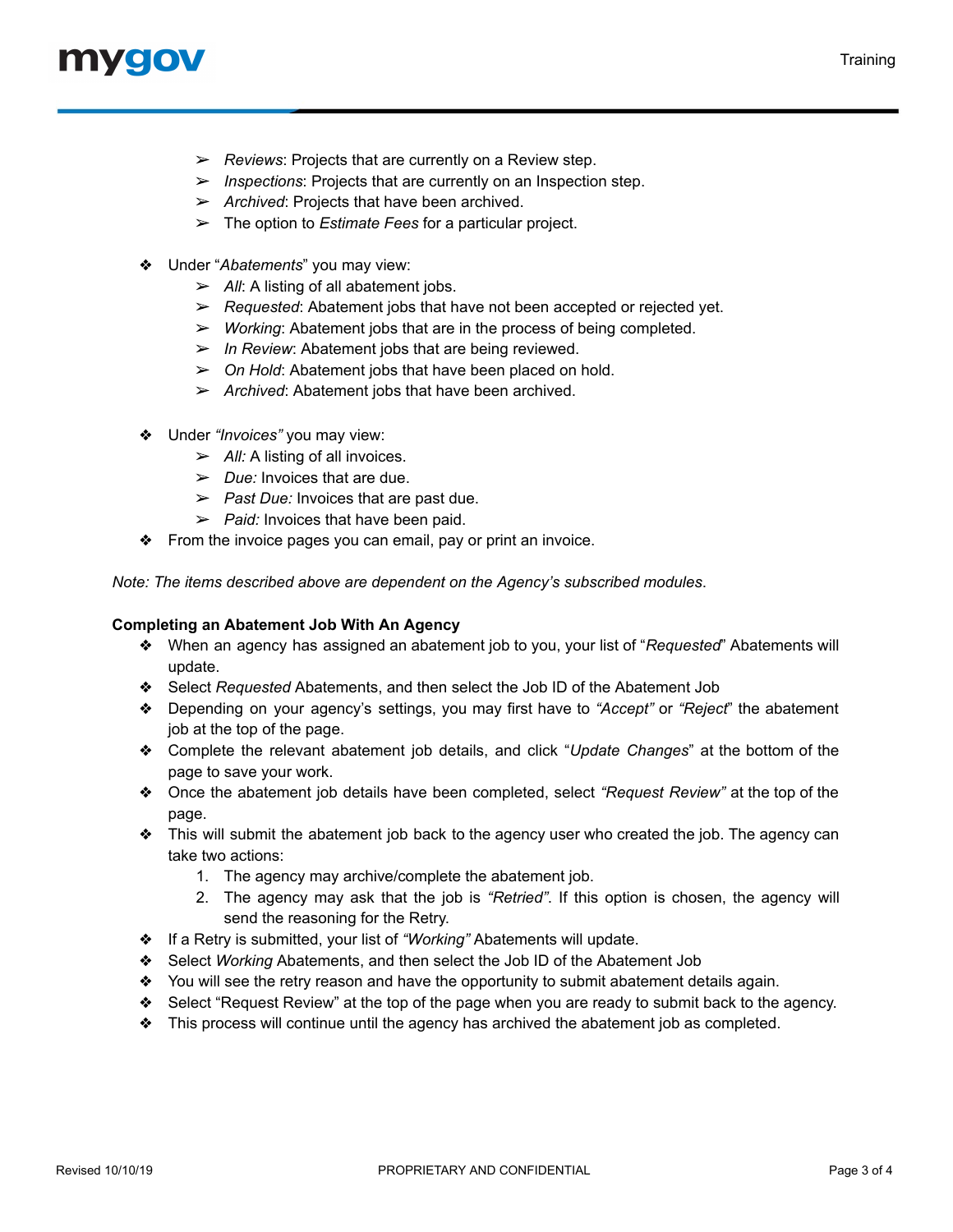- *Reviews*: Projects that are currently on a Review step.
  - *Inspections*: Projects that are currently on an Inspection step.
  - *Archived*: Projects that have been archived.
  - The option to *Estimate Fees* for a particular project.

- Under "*Abatements*" you may view:
  - *All*: A listing of all abatement jobs.
  - *Requested*: Abatement jobs that have not been accepted or rejected yet.
  - *Working*: Abatement jobs that are in the process of being completed.
  - *In Review*: Abatement jobs that are being reviewed.
  - *On Hold*: Abatement jobs that have been placed on hold.
  - *Archived*: Abatement jobs that have been archived.

- Under *"Invoices"* you may view:
  - *All:* A listing of all invoices.
  - *Due:* Invoices that are due.
  - *Past Due:* Invoices that are past due.
  - *Paid:* Invoices that have been paid.
- From the invoice pages you can email, pay or print an invoice.

*Note: The items described above are dependent on the Agency's subscribed modules.*

**Completing an Abatement Job With An Agency**

- When an agency has assigned an abatement job to you, your list of "*Requested*" Abatements will update.
- Select *Requested* Abatements, and then select the Job ID of the Abatement Job
- Depending on your agency's settings, you may first have to *"Accept"* or *"Reject*" the abatement job at the top of the page.
- Complete the relevant abatement job details, and click "*Update Changes*" at the bottom of the page to save your work.
- Once the abatement job details have been completed, select *"Request Review"* at the top of the page.
- This will submit the abatement job back to the agency user who created the job. The agency can take two actions:
  1. The agency may archive/complete the abatement job.
  2. The agency may ask that the job is *"Retried"*. If this option is chosen, the agency will send the reasoning for the Retry.
- If a Retry is submitted, your list of *"Working"* Abatements will update.
- Select *Working* Abatements, and then select the Job ID of the Abatement Job
- You will see the retry reason and have the opportunity to submit abatement details again.
- Select "Request Review" at the top of the page when you are ready to submit back to the agency.
- This process will continue until the agency has archived the abatement job as completed.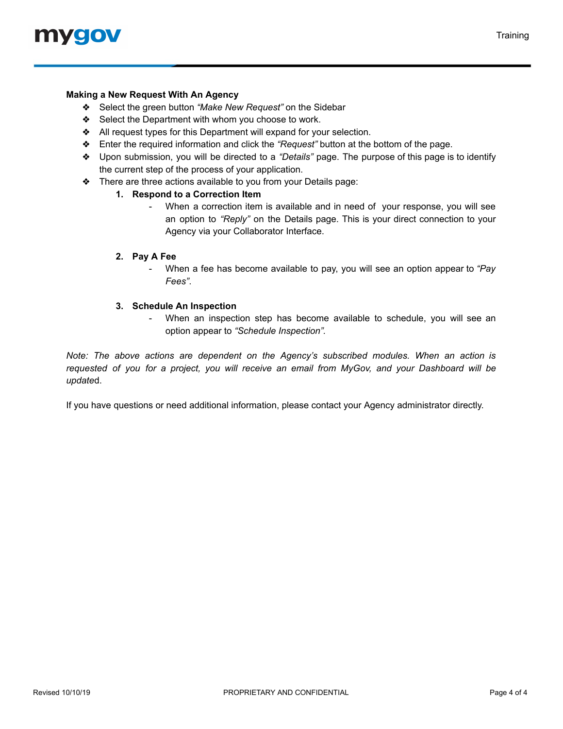**Making a New Request With An Agency**

- Select the green button *"Make New Request"* on the Sidebar
- Select the Department with whom you choose to work.
- All request types for this Department will expand for your selection.
- Enter the required information and click the *"Request"* button at the bottom of the page.
- Upon submission, you will be directed to a *"Details"* page. The purpose of this page is to identify the current step of the process of your application.
- There are three actions available to you from your Details page:
  1. **Respond to a Correction Item**
     - When a correction item is available and in need of your response, you will see an option to *"Reply"* on the Details page. This is your direct connection to your Agency via your Collaborator Interface.
  2. **Pay A Fee**
     - When a fee has become available to pay, you will see an option appear to *"Pay Fees"*.
  3. **Schedule An Inspection**
     - When an inspection step has become available to schedule, you will see an option appear to *"Schedule Inspection"*.

*Note: The above actions are dependent on the Agency's subscribed modules. When an action is requested of you for a project, you will receive an email from MyGov, and your Dashboard will be updated*.

If you have questions or need additional information, please contact your Agency administrator directly.